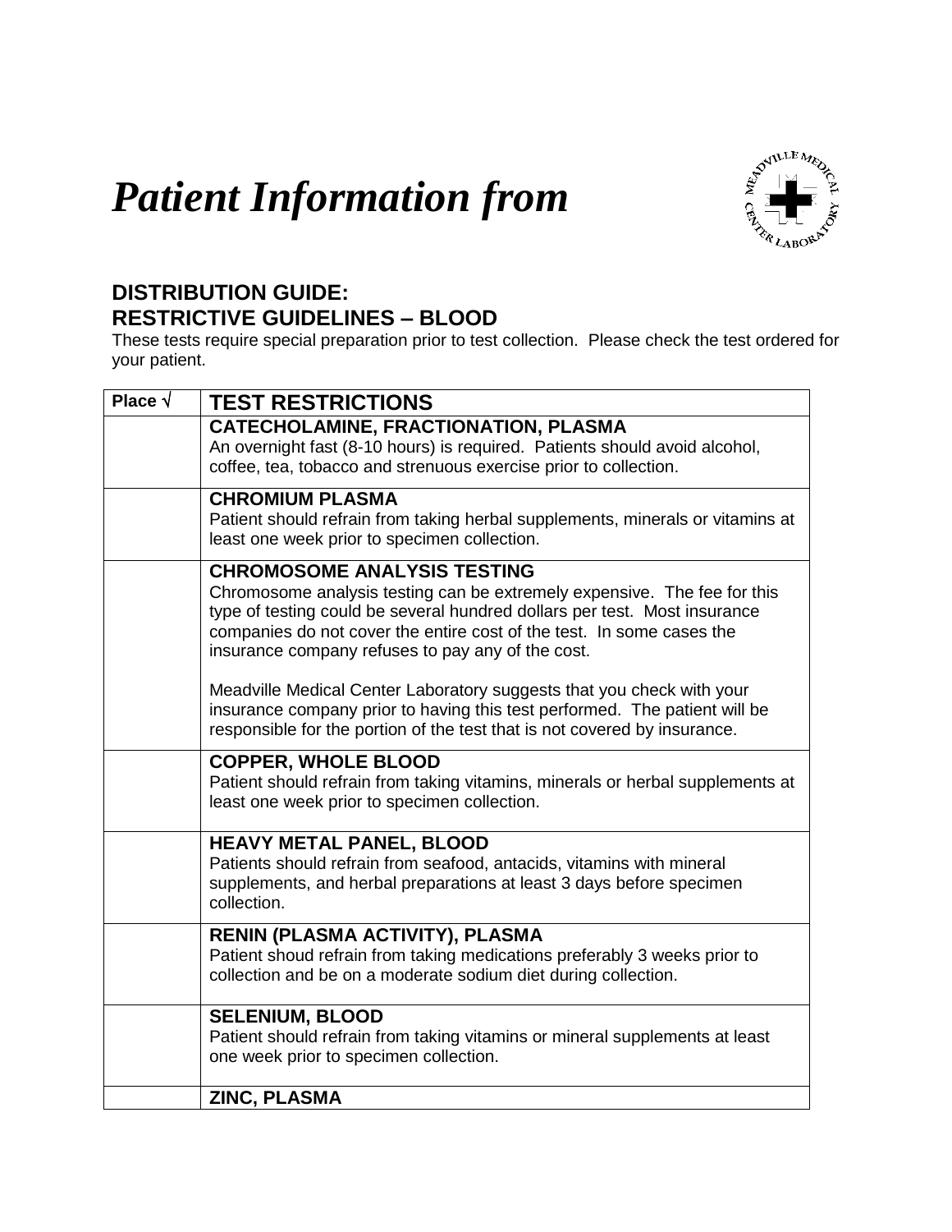# *Patient Information from*

## DISTRIBUTION GUIDE:
## RESTRICTIVE GUIDELINES – BLOOD

These tests require special preparation prior to test collection. Please check the test ordered for your patient.

| Place √ | TEST RESTRICTIONS |
|---|---|
| | **CATECHOLAMINE, FRACTIONATION, PLASMA**<br>An overnight fast (8-10 hours) is required. Patients should avoid alcohol, coffee, tea, tobacco and strenuous exercise prior to collection. |
| | **CHROMIUM PLASMA**<br>Patient should refrain from taking herbal supplements, minerals or vitamins at least one week prior to specimen collection. |
| | **CHROMOSOME ANALYSIS TESTING**<br>Chromosome analysis testing can be extremely expensive. The fee for this type of testing could be several hundred dollars per test. Most insurance companies do not cover the entire cost of the test. In some cases the insurance company refuses to pay any of the cost.<br><br>Meadville Medical Center Laboratory suggests that you check with your insurance company prior to having this test performed. The patient will be responsible for the portion of the test that is not covered by insurance. |
| | **COPPER, WHOLE BLOOD**<br>Patient should refrain from taking vitamins, minerals or herbal supplements at least one week prior to specimen collection. |
| | **HEAVY METAL PANEL, BLOOD**<br>Patients should refrain from seafood, antacids, vitamins with mineral supplements, and herbal preparations at least 3 days before specimen collection. |
| | **RENIN (PLASMA ACTIVITY), PLASMA**<br>Patient shoud refrain from taking medications preferably 3 weeks prior to collection and be on a moderate sodium diet during collection. |
| | **SELENIUM, BLOOD**<br>Patient should refrain from taking vitamins or mineral supplements at least one week prior to specimen collection. |
| | **ZINC, PLASMA** |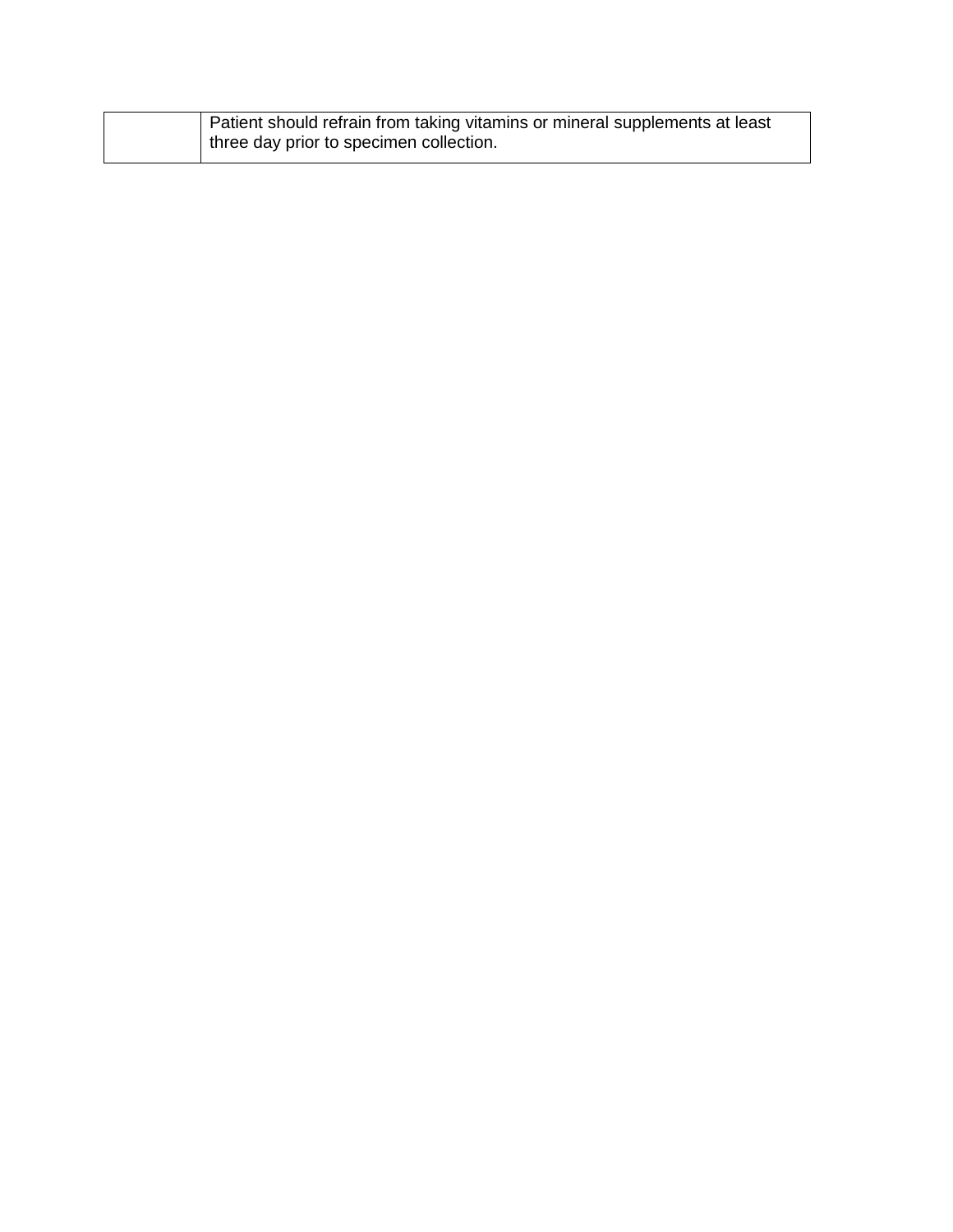| | |
|---|---|
| | Patient should refrain from taking vitamins or mineral supplements at least three day prior to specimen collection. |